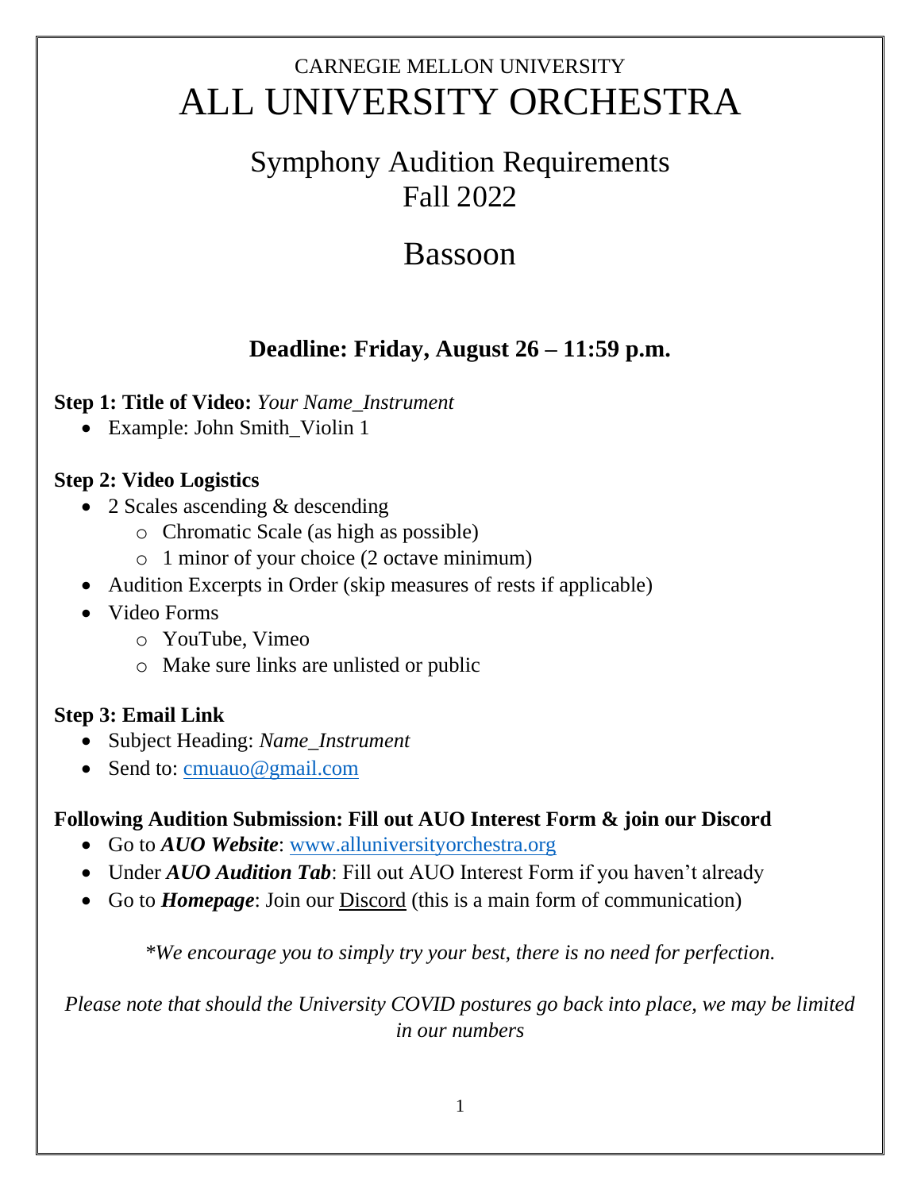# CARNEGIE MELLON UNIVERSITY
# ALL UNIVERSITY ORCHESTRA

## Symphony Audition Requirements
## Fall 2022

## Bassoon

### Deadline: Friday, August 26 – 11:59 p.m.

**Step 1: Title of Video:** *Your Name_Instrument*

- Example: John Smith_Violin 1

**Step 2: Video Logistics**

- 2 Scales ascending & descending
  - Chromatic Scale (as high as possible)
  - 1 minor of your choice (2 octave minimum)
- Audition Excerpts in Order (skip measures of rests if applicable)
- Video Forms
  - YouTube, Vimeo
  - Make sure links are unlisted or public

**Step 3: Email Link**

- Subject Heading: *Name_Instrument*
- Send to: cmuauo@gmail.com

**Following Audition Submission: Fill out AUO Interest Form & join our Discord**

- Go to ***AUO Website***: www.alluniversityorchestra.org
- Under ***AUO Audition Tab***: Fill out AUO Interest Form if you haven't already
- Go to ***Homepage***: Join our Discord (this is a main form of communication)

*\*We encourage you to simply try your best, there is no need for perfection.*

*Please note that should the University COVID postures go back into place, we may be limited in our numbers*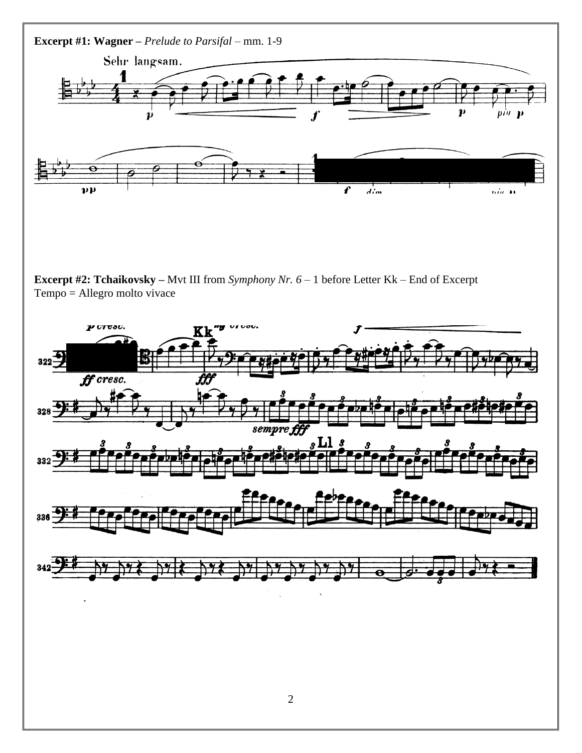**Excerpt #1: Wagner –** *Prelude to Parsifal* – mm. 1-9

**Excerpt #2: Tchaikovsky –** Mvt III from *Symphony Nr. 6* – 1 before Letter Kk – End of Excerpt
Tempo = Allegro molto vivace